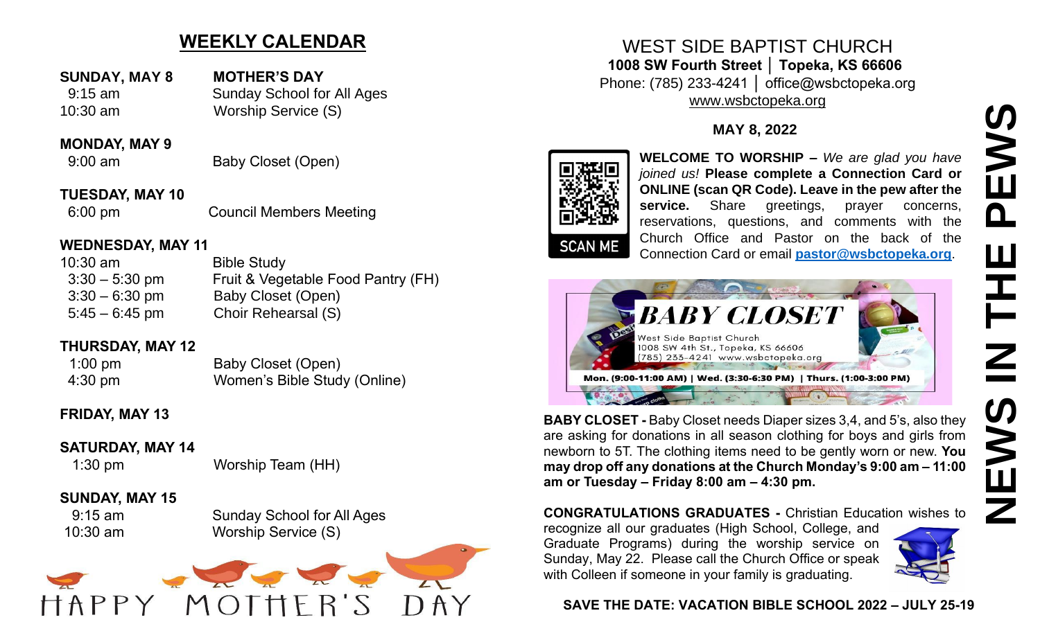## WEEKLY CALENDAR

**SUNDAY, MAY 8** **MOTHER'S DAY**
9:15 am Sunday School for All Ages
10:30 am Worship Service (S)

**MONDAY, MAY 9**
9:00 am Baby Closet (Open)

**TUESDAY, MAY 10**
6:00 pm Council Members Meeting

**WEDNESDAY, MAY 11**
10:30 am Bible Study
3:30 – 5:30 pm Fruit & Vegetable Food Pantry (FH)
3:30 – 6:30 pm Baby Closet (Open)
5:45 – 6:45 pm Choir Rehearsal (S)

**THURSDAY, MAY 12**
1:00 pm Baby Closet (Open)
4:30 pm Women's Bible Study (Online)

**FRIDAY, MAY 13**

**SATURDAY, MAY 14**
1:30 pm Worship Team (HH)

**SUNDAY, MAY 15**
9:15 am Sunday School for All Ages
10:30 am Worship Service (S)

HAPPY MOTHER'S DAY

# WEST SIDE BAPTIST CHURCH

**1008 SW Fourth Street │ Topeka, KS 66606**
Phone: (785) 233-4241 │ office@wsbctopeka.org
www.wsbctopeka.org

**MAY 8, 2022**

SCAN ME

**WELCOME TO WORSHIP –** *We are glad you have joined us!* **Please complete a Connection Card or ONLINE (scan QR Code). Leave in the pew after the service.** Share greetings, prayer concerns, reservations, questions, and comments with the Church Office and Pastor on the back of the Connection Card or email **pastor@wsbctopeka.org**.

***BABY CLOSET***
West Side Baptist Church
1008 SW 4th St., Topeka, KS 66606
(785) 233-4241 www.wsbctopeka.org
**Mon. (9:00-11:00 AM) | Wed. (3:30-6:30 PM) | Thurs. (1:00-3:00 PM)**

**BABY CLOSET -** Baby Closet needs Diaper sizes 3,4, and 5's, also they are asking for donations in all season clothing for boys and girls from newborn to 5T. The clothing items need to be gently worn or new. **You may drop off any donations at the Church Monday's 9:00 am – 11:00 am or Tuesday – Friday 8:00 am – 4:30 pm.**

**CONGRATULATIONS GRADUATES -** Christian Education wishes to recognize all our graduates (High School, College, and Graduate Programs) during the worship service on Sunday, May 22. Please call the Church Office or speak with Colleen if someone in your family is graduating.

**SAVE THE DATE: VACATION BIBLE SCHOOL 2022 – JULY 25-19**

**NEWS IN THE PEWS**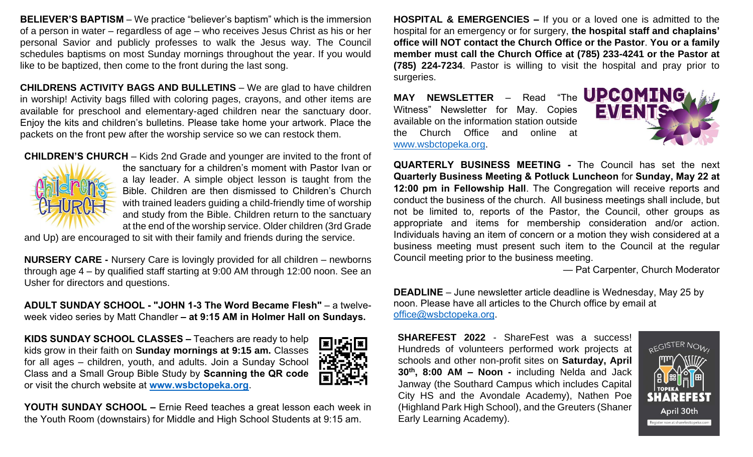**BELIEVER'S BAPTISM** – We practice "believer's baptism" which is the immersion of a person in water – regardless of age – who receives Jesus Christ as his or her personal Savior and publicly professes to walk the Jesus way. The Council schedules baptisms on most Sunday mornings throughout the year. If you would like to be baptized, then come to the front during the last song.

**CHILDRENS ACTIVITY BAGS AND BULLETINS** – We are glad to have children in worship! Activity bags filled with coloring pages, crayons, and other items are available for preschool and elementary-aged children near the sanctuary door. Enjoy the kits and children's bulletins. Please take home your artwork. Place the packets on the front pew after the worship service so we can restock them.

**CHILDREN'S CHURCH** – Kids 2nd Grade and younger are invited to the front of the sanctuary for a children's moment with Pastor Ivan or a lay leader. A simple object lesson is taught from the Bible. Children are then dismissed to Children's Church with trained leaders guiding a child-friendly time of worship and study from the Bible. Children return to the sanctuary at the end of the worship service. Older children (3rd Grade and Up) are encouraged to sit with their family and friends during the service.

**NURSERY CARE -** Nursery Care is lovingly provided for all children – newborns through age 4 – by qualified staff starting at 9:00 AM through 12:00 noon. See an Usher for directors and questions.

**ADULT SUNDAY SCHOOL - "JOHN 1-3 The Word Became Flesh"** – a twelve-week video series by Matt Chandler **– at 9:15 AM in Holmer Hall on Sundays.**

**KIDS SUNDAY SCHOOL CLASSES –** Teachers are ready to help kids grow in their faith on **Sunday mornings at 9:15 am.** Classes for all ages – children, youth, and adults. Join a Sunday School Class and a Small Group Bible Study by **Scanning the QR code** or visit the church website at **www.wsbctopeka.org**.

**YOUTH SUNDAY SCHOOL –** Ernie Reed teaches a great lesson each week in the Youth Room (downstairs) for Middle and High School Students at 9:15 am.

**HOSPITAL & EMERGENCIES –** If you or a loved one is admitted to the hospital for an emergency or for surgery, **the hospital staff and chaplains' office will NOT contact the Church Office or the Pastor**. **You or a family member must call the Church Office at (785) 233-4241 or the Pastor at (785) 224-7234**. Pastor is willing to visit the hospital and pray prior to surgeries.

**MAY NEWSLETTER** – Read "The Witness" Newsletter for May. Copies available on the information station outside the Church Office and online at www.wsbctopeka.org.

**QUARTERLY BUSINESS MEETING -** The Council has set the next **Quarterly Business Meeting & Potluck Luncheon** for **Sunday, May 22 at 12:00 pm in Fellowship Hall**. The Congregation will receive reports and conduct the business of the church. All business meetings shall include, but not be limited to, reports of the Pastor, the Council, other groups as appropriate and items for membership consideration and/or action. Individuals having an item of concern or a motion they wish considered at a business meeting must present such item to the Council at the regular Council meeting prior to the business meeting.

— Pat Carpenter, Church Moderator

**DEADLINE** – June newsletter article deadline is Wednesday, May 25 by noon. Please have all articles to the Church office by email at office@wsbctopeka.org.

**SHAREFEST 2022** - ShareFest was a success! Hundreds of volunteers performed work projects at schools and other non-profit sites on **Saturday, April 30th, 8:00 AM – Noon -** including Nelda and Jack Janway (the Southard Campus which includes Capital City HS and the Avondale Academy), Nathen Poe (Highland Park High School), and the Greuters (Shaner Early Learning Academy).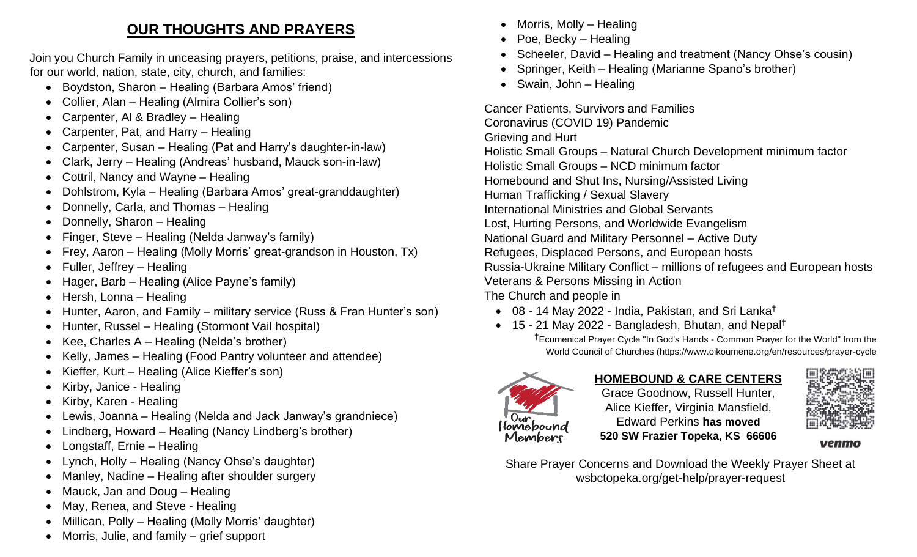## OUR THOUGHTS AND PRAYERS

Join you Church Family in unceasing prayers, petitions, praise, and intercessions for our world, nation, state, city, church, and families:

- Boydston, Sharon – Healing (Barbara Amos' friend)
- Collier, Alan – Healing (Almira Collier's son)
- Carpenter, Al & Bradley – Healing
- Carpenter, Pat, and Harry – Healing
- Carpenter, Susan – Healing (Pat and Harry's daughter-in-law)
- Clark, Jerry – Healing (Andreas' husband, Mauck son-in-law)
- Cottril, Nancy and Wayne – Healing
- Dohlstrom, Kyla – Healing (Barbara Amos' great-granddaughter)
- Donnelly, Carla, and Thomas – Healing
- Donnelly, Sharon – Healing
- Finger, Steve – Healing (Nelda Janway's family)
- Frey, Aaron – Healing (Molly Morris' great-grandson in Houston, Tx)
- Fuller, Jeffrey – Healing
- Hager, Barb – Healing (Alice Payne's family)
- Hersh, Lonna – Healing
- Hunter, Aaron, and Family – military service (Russ & Fran Hunter's son)
- Hunter, Russel – Healing (Stormont Vail hospital)
- Kee, Charles A – Healing (Nelda's brother)
- Kelly, James – Healing (Food Pantry volunteer and attendee)
- Kieffer, Kurt – Healing (Alice Kieffer's son)
- Kirby, Janice - Healing
- Kirby, Karen - Healing
- Lewis, Joanna – Healing (Nelda and Jack Janway's grandniece)
- Lindberg, Howard – Healing (Nancy Lindberg's brother)
- Longstaff, Ernie – Healing
- Lynch, Holly – Healing (Nancy Ohse's daughter)
- Manley, Nadine – Healing after shoulder surgery
- Mauck, Jan and Doug – Healing
- May, Renea, and Steve - Healing
- Millican, Polly – Healing (Molly Morris' daughter)
- Morris, Julie, and family – grief support
- Morris, Molly – Healing
- Poe, Becky – Healing
- Scheeler, David – Healing and treatment (Nancy Ohse's cousin)
- Springer, Keith – Healing (Marianne Spano's brother)
- Swain, John – Healing

Cancer Patients, Survivors and Families
Coronavirus (COVID 19) Pandemic
Grieving and Hurt
Holistic Small Groups – Natural Church Development minimum factor
Holistic Small Groups – NCD minimum factor
Homebound and Shut Ins, Nursing/Assisted Living
Human Trafficking / Sexual Slavery
International Ministries and Global Servants
Lost, Hurting Persons, and Worldwide Evangelism
National Guard and Military Personnel – Active Duty
Refugees, Displaced Persons, and European hosts
Russia-Ukraine Military Conflict – millions of refugees and European hosts
Veterans & Persons Missing in Action
The Church and people in

- 08 - 14 May 2022 - India, Pakistan, and Sri Lanka†
- 15 - 21 May 2022 - Bangladesh, Bhutan, and Nepal†

†Ecumenical Prayer Cycle "In God's Hands - Common Prayer for the World" from the World Council of Churches (https://www.oikoumene.org/en/resources/prayer-cycle

Our Homebound Members

**HOMEBOUND & CARE CENTERS**

Grace Goodnow, Russell Hunter, Alice Kieffer, Virginia Mansfield, Edward Perkins **has moved**
**520 SW Frazier Topeka, KS 66606**

venmo

Share Prayer Concerns and Download the Weekly Prayer Sheet at wsbctopeka.org/get-help/prayer-request